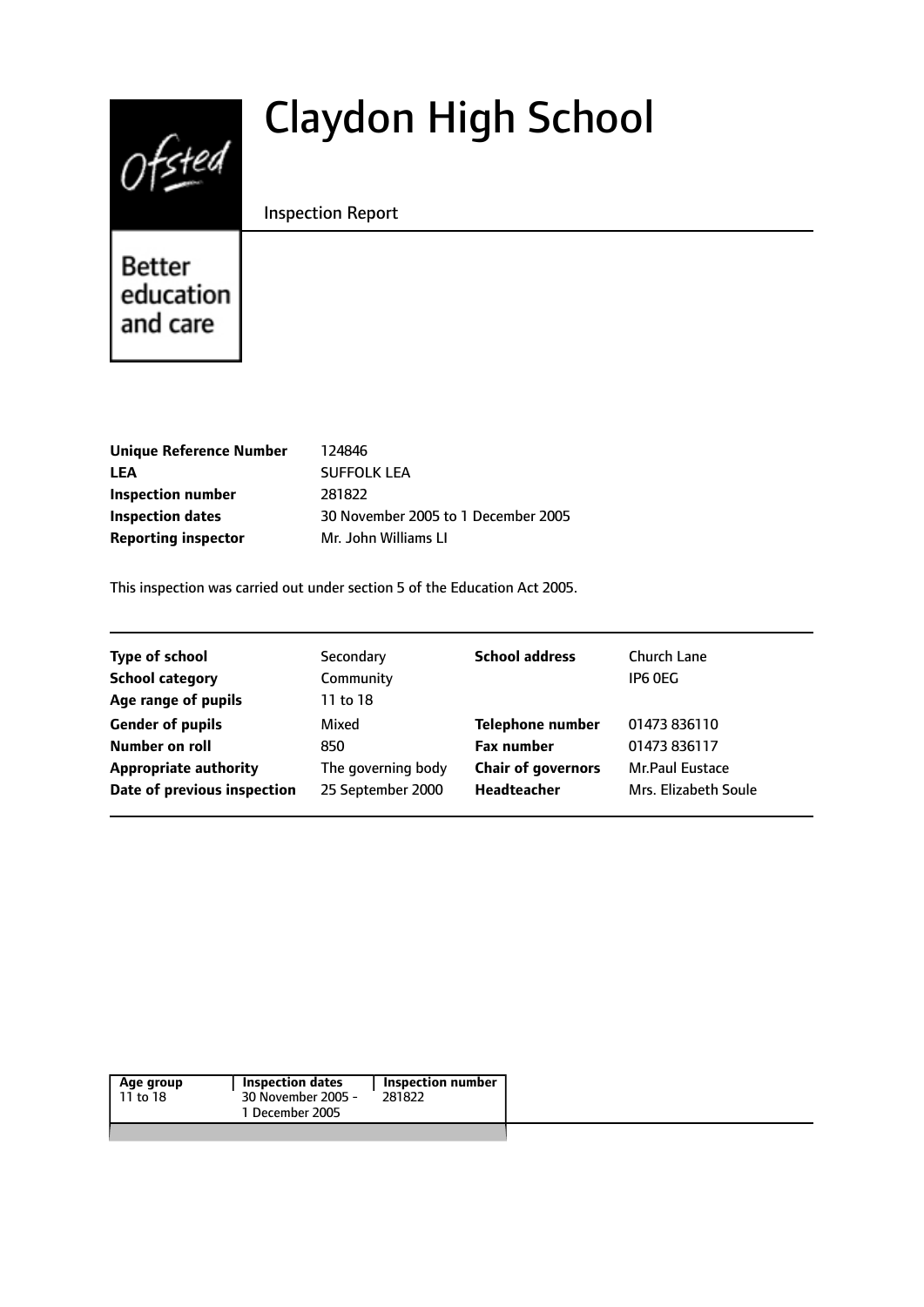# Claydon High School

Inspection Report

Better education and care

| | |
|---|---|
| **Unique Reference Number** | 124846 |
| **LEA** | SUFFOLK LEA |
| **Inspection number** | 281822 |
| **Inspection dates** | 30 November 2005 to 1 December 2005 |
| **Reporting inspector** | Mr. John Williams LI |

This inspection was carried out under section 5 of the Education Act 2005.

| | | | |
|---|---|---|---|
| **Type of school** | Secondary | **School address** | Church Lane |
| **School category** | Community | | IP6 0EG |
| **Age range of pupils** | 11 to 18 | | |
| **Gender of pupils** | Mixed | **Telephone number** | 01473 836110 |
| **Number on roll** | 850 | **Fax number** | 01473 836117 |
| **Appropriate authority** | The governing body | **Chair of governors** | Mr.Paul Eustace |
| **Date of previous inspection** | 25 September 2000 | **Headteacher** | Mrs. Elizabeth Soule |

| Age group | Inspection dates | Inspection number |
|---|---|---|
| 11 to 18 | 30 November 2005 - 1 December 2005 | 281822 |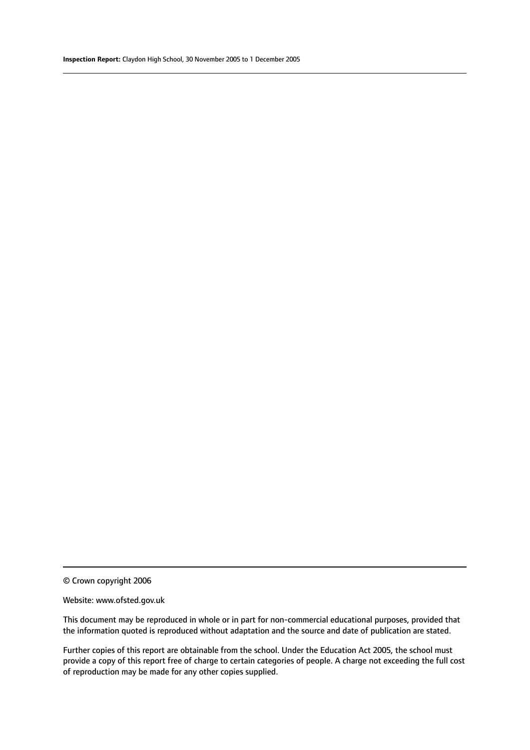© Crown copyright 2006

Website: www.ofsted.gov.uk

This document may be reproduced in whole or in part for non-commercial educational purposes, provided that the information quoted is reproduced without adaptation and the source and date of publication are stated.

Further copies of this report are obtainable from the school. Under the Education Act 2005, the school must provide a copy of this report free of charge to certain categories of people. A charge not exceeding the full cost of reproduction may be made for any other copies supplied.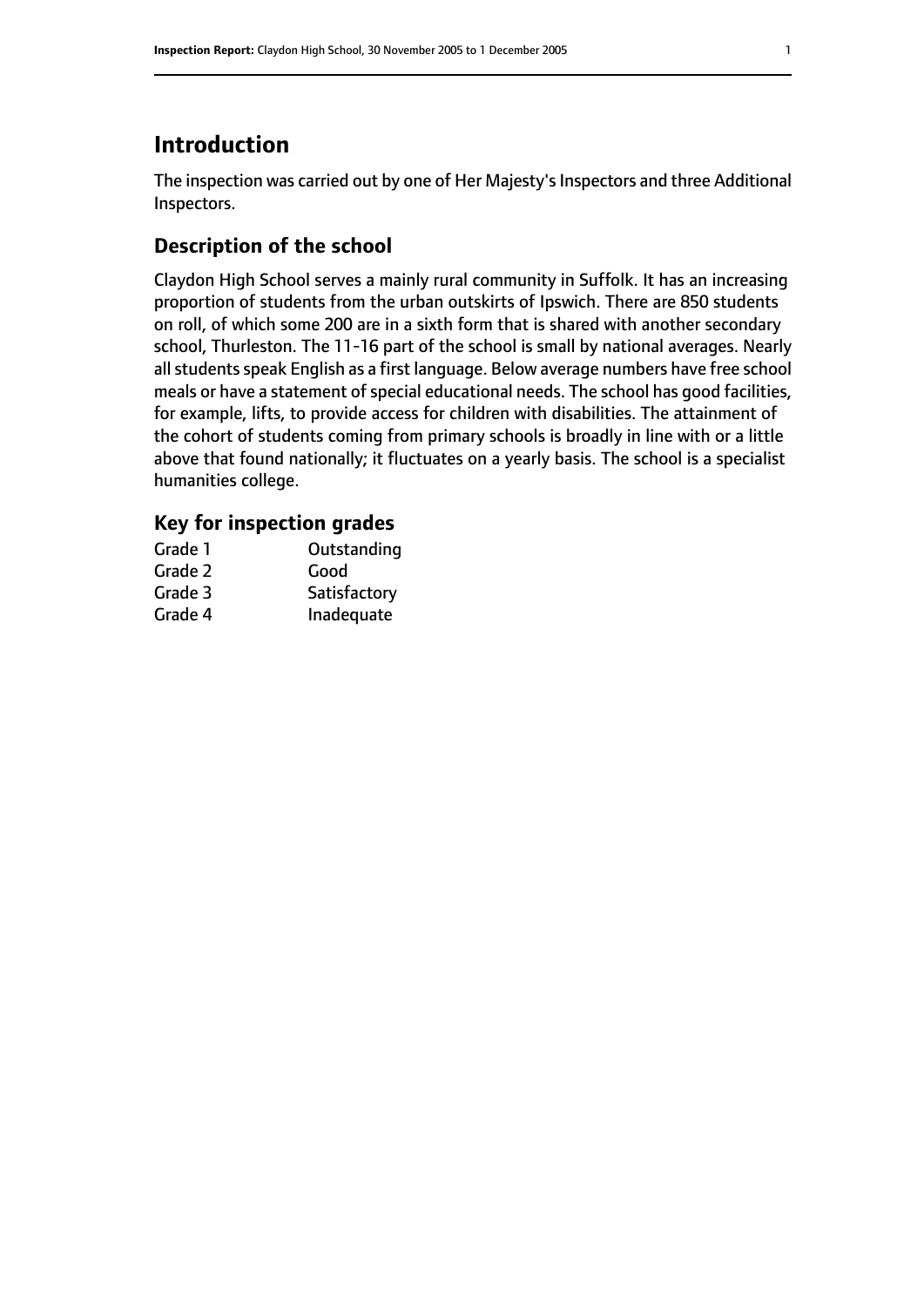# Introduction

The inspection was carried out by one of Her Majesty's Inspectors and three Additional Inspectors.

## Description of the school

Claydon High School serves a mainly rural community in Suffolk. It has an increasing proportion of students from the urban outskirts of Ipswich. There are 850 students on roll, of which some 200 are in a sixth form that is shared with another secondary school, Thurleston. The 11-16 part of the school is small by national averages. Nearly all students speak English as a first language. Below average numbers have free school meals or have a statement of special educational needs. The school has good facilities, for example, lifts, to provide access for children with disabilities. The attainment of the cohort of students coming from primary schools is broadly in line with or a little above that found nationally; it fluctuates on a yearly basis. The school is a specialist humanities college.

### Key for inspection grades

| | |
|---|---|
| Grade 1 | Outstanding |
| Grade 2 | Good |
| Grade 3 | Satisfactory |
| Grade 4 | Inadequate |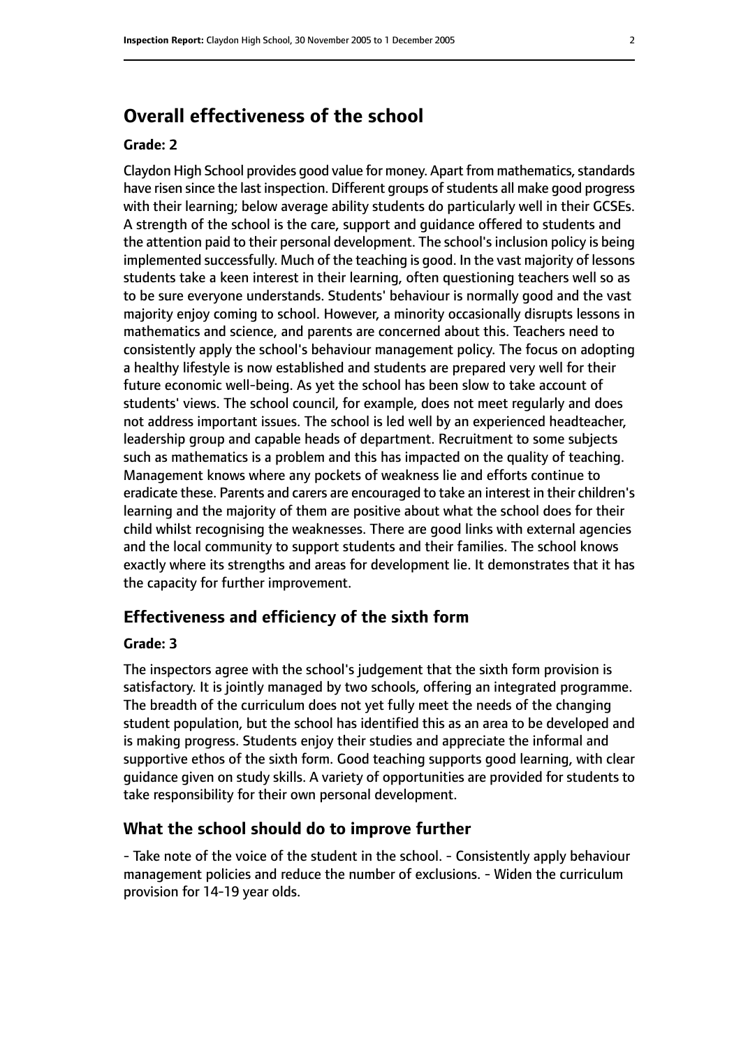## Overall effectiveness of the school

### Grade: 2

Claydon High School provides good value for money. Apart from mathematics, standards have risen since the last inspection. Different groups of students all make good progress with their learning; below average ability students do particularly well in their GCSEs. A strength of the school is the care, support and guidance offered to students and the attention paid to their personal development. The school's inclusion policy is being implemented successfully. Much of the teaching is good. In the vast majority of lessons students take a keen interest in their learning, often questioning teachers well so as to be sure everyone understands. Students' behaviour is normally good and the vast majority enjoy coming to school. However, a minority occasionally disrupts lessons in mathematics and science, and parents are concerned about this. Teachers need to consistently apply the school's behaviour management policy. The focus on adopting a healthy lifestyle is now established and students are prepared very well for their future economic well-being. As yet the school has been slow to take account of students' views. The school council, for example, does not meet regularly and does not address important issues. The school is led well by an experienced headteacher, leadership group and capable heads of department. Recruitment to some subjects such as mathematics is a problem and this has impacted on the quality of teaching. Management knows where any pockets of weakness lie and efforts continue to eradicate these. Parents and carers are encouraged to take an interest in their children's learning and the majority of them are positive about what the school does for their child whilst recognising the weaknesses. There are good links with external agencies and the local community to support students and their families. The school knows exactly where its strengths and areas for development lie. It demonstrates that it has the capacity for further improvement.

## Effectiveness and efficiency of the sixth form

### Grade: 3

The inspectors agree with the school's judgement that the sixth form provision is satisfactory. It is jointly managed by two schools, offering an integrated programme. The breadth of the curriculum does not yet fully meet the needs of the changing student population, but the school has identified this as an area to be developed and is making progress. Students enjoy their studies and appreciate the informal and supportive ethos of the sixth form. Good teaching supports good learning, with clear guidance given on study skills. A variety of opportunities are provided for students to take responsibility for their own personal development.

## What the school should do to improve further

- Take note of the voice of the student in the school. - Consistently apply behaviour management policies and reduce the number of exclusions. - Widen the curriculum provision for 14-19 year olds.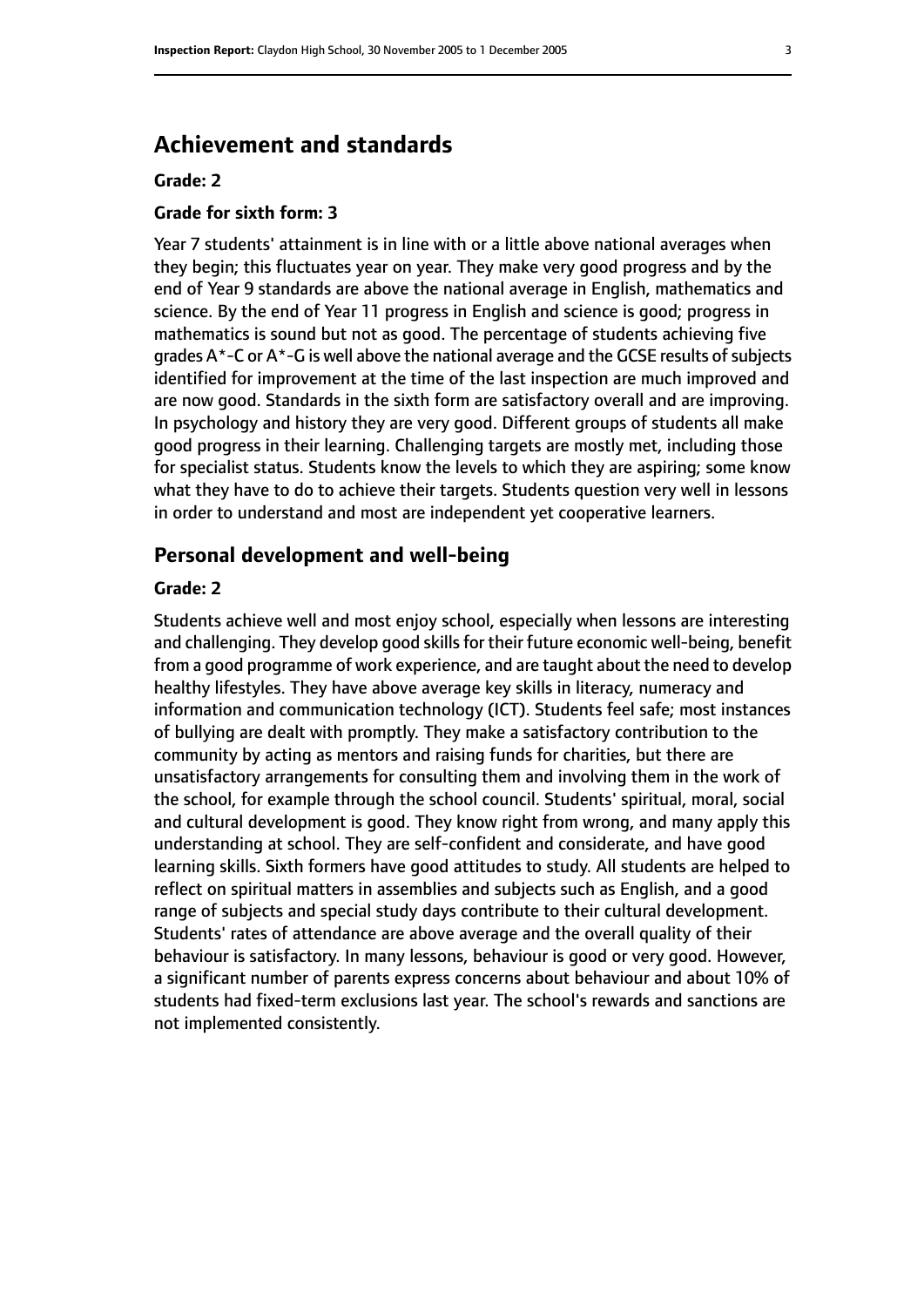## Achievement and standards

**Grade: 2**

**Grade for sixth form: 3**

Year 7 students' attainment is in line with or a little above national averages when they begin; this fluctuates year on year. They make very good progress and by the end of Year 9 standards are above the national average in English, mathematics and science. By the end of Year 11 progress in English and science is good; progress in mathematics is sound but not as good. The percentage of students achieving five grades A*-C or A*-G is well above the national average and the GCSE results of subjects identified for improvement at the time of the last inspection are much improved and are now good. Standards in the sixth form are satisfactory overall and are improving. In psychology and history they are very good. Different groups of students all make good progress in their learning. Challenging targets are mostly met, including those for specialist status. Students know the levels to which they are aspiring; some know what they have to do to achieve their targets. Students question very well in lessons in order to understand and most are independent yet cooperative learners.

## Personal development and well-being

**Grade: 2**

Students achieve well and most enjoy school, especially when lessons are interesting and challenging. They develop good skills for their future economic well-being, benefit from a good programme of work experience, and are taught about the need to develop healthy lifestyles. They have above average key skills in literacy, numeracy and information and communication technology (ICT). Students feel safe; most instances of bullying are dealt with promptly. They make a satisfactory contribution to the community by acting as mentors and raising funds for charities, but there are unsatisfactory arrangements for consulting them and involving them in the work of the school, for example through the school council. Students' spiritual, moral, social and cultural development is good. They know right from wrong, and many apply this understanding at school. They are self-confident and considerate, and have good learning skills. Sixth formers have good attitudes to study. All students are helped to reflect on spiritual matters in assemblies and subjects such as English, and a good range of subjects and special study days contribute to their cultural development. Students' rates of attendance are above average and the overall quality of their behaviour is satisfactory. In many lessons, behaviour is good or very good. However, a significant number of parents express concerns about behaviour and about 10% of students had fixed-term exclusions last year. The school's rewards and sanctions are not implemented consistently.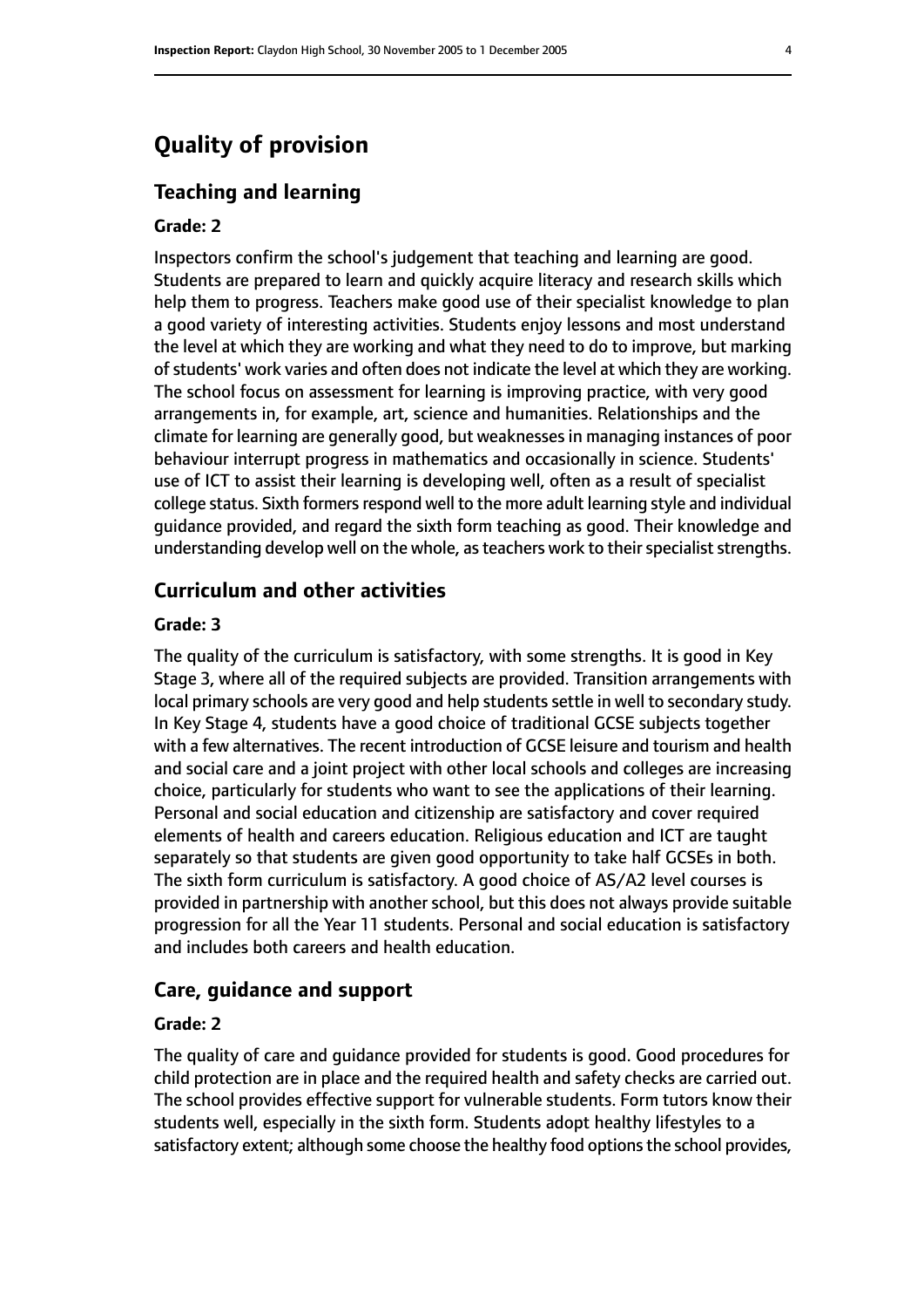# Quality of provision

## Teaching and learning

### Grade: 2

Inspectors confirm the school's judgement that teaching and learning are good. Students are prepared to learn and quickly acquire literacy and research skills which help them to progress. Teachers make good use of their specialist knowledge to plan a good variety of interesting activities. Students enjoy lessons and most understand the level at which they are working and what they need to do to improve, but marking of students' work varies and often does not indicate the level at which they are working. The school focus on assessment for learning is improving practice, with very good arrangements in, for example, art, science and humanities. Relationships and the climate for learning are generally good, but weaknesses in managing instances of poor behaviour interrupt progress in mathematics and occasionally in science. Students' use of ICT to assist their learning is developing well, often as a result of specialist college status. Sixth formers respond well to the more adult learning style and individual guidance provided, and regard the sixth form teaching as good. Their knowledge and understanding develop well on the whole, as teachers work to their specialist strengths.

## Curriculum and other activities

### Grade: 3

The quality of the curriculum is satisfactory, with some strengths. It is good in Key Stage 3, where all of the required subjects are provided. Transition arrangements with local primary schools are very good and help students settle in well to secondary study. In Key Stage 4, students have a good choice of traditional GCSE subjects together with a few alternatives. The recent introduction of GCSE leisure and tourism and health and social care and a joint project with other local schools and colleges are increasing choice, particularly for students who want to see the applications of their learning. Personal and social education and citizenship are satisfactory and cover required elements of health and careers education. Religious education and ICT are taught separately so that students are given good opportunity to take half GCSEs in both. The sixth form curriculum is satisfactory. A good choice of AS/A2 level courses is provided in partnership with another school, but this does not always provide suitable progression for all the Year 11 students. Personal and social education is satisfactory and includes both careers and health education.

## Care, guidance and support

### Grade: 2

The quality of care and guidance provided for students is good. Good procedures for child protection are in place and the required health and safety checks are carried out. The school provides effective support for vulnerable students. Form tutors know their students well, especially in the sixth form. Students adopt healthy lifestyles to a satisfactory extent; although some choose the healthy food options the school provides,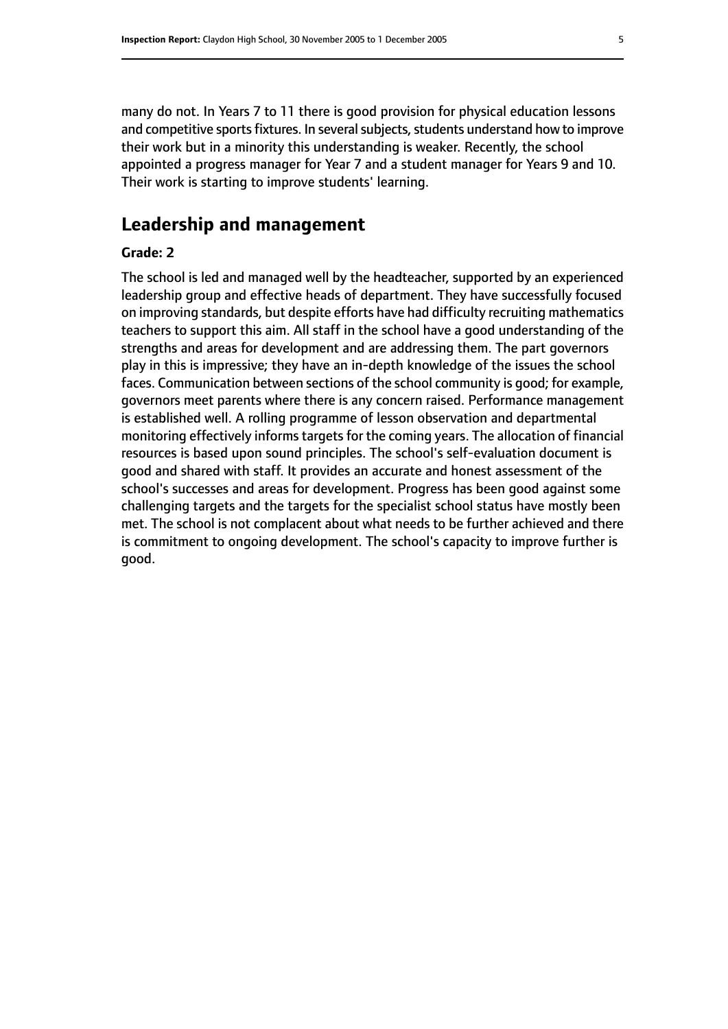many do not. In Years 7 to 11 there is good provision for physical education lessons and competitive sports fixtures. In several subjects, students understand how to improve their work but in a minority this understanding is weaker. Recently, the school appointed a progress manager for Year 7 and a student manager for Years 9 and 10. Their work is starting to improve students' learning.

## Leadership and management

**Grade: 2**

The school is led and managed well by the headteacher, supported by an experienced leadership group and effective heads of department. They have successfully focused on improving standards, but despite efforts have had difficulty recruiting mathematics teachers to support this aim. All staff in the school have a good understanding of the strengths and areas for development and are addressing them. The part governors play in this is impressive; they have an in-depth knowledge of the issues the school faces. Communication between sections of the school community is good; for example, governors meet parents where there is any concern raised. Performance management is established well. A rolling programme of lesson observation and departmental monitoring effectively informs targets for the coming years. The allocation of financial resources is based upon sound principles. The school's self-evaluation document is good and shared with staff. It provides an accurate and honest assessment of the school's successes and areas for development. Progress has been good against some challenging targets and the targets for the specialist school status have mostly been met. The school is not complacent about what needs to be further achieved and there is commitment to ongoing development. The school's capacity to improve further is good.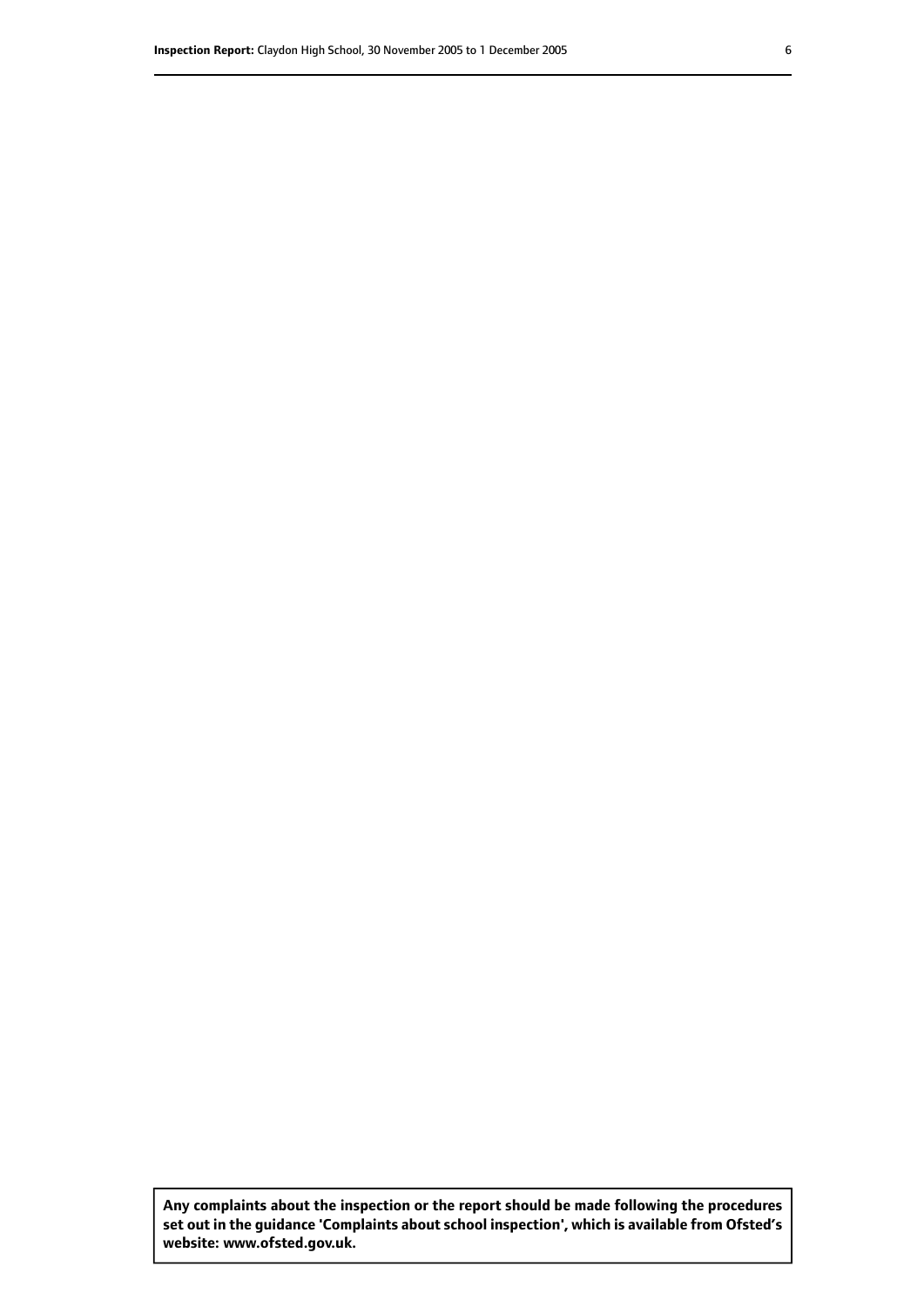**Any complaints about the inspection or the report should be made following the procedures set out in the guidance 'Complaints about school inspection', which is available from Ofsted's website: www.ofsted.gov.uk.**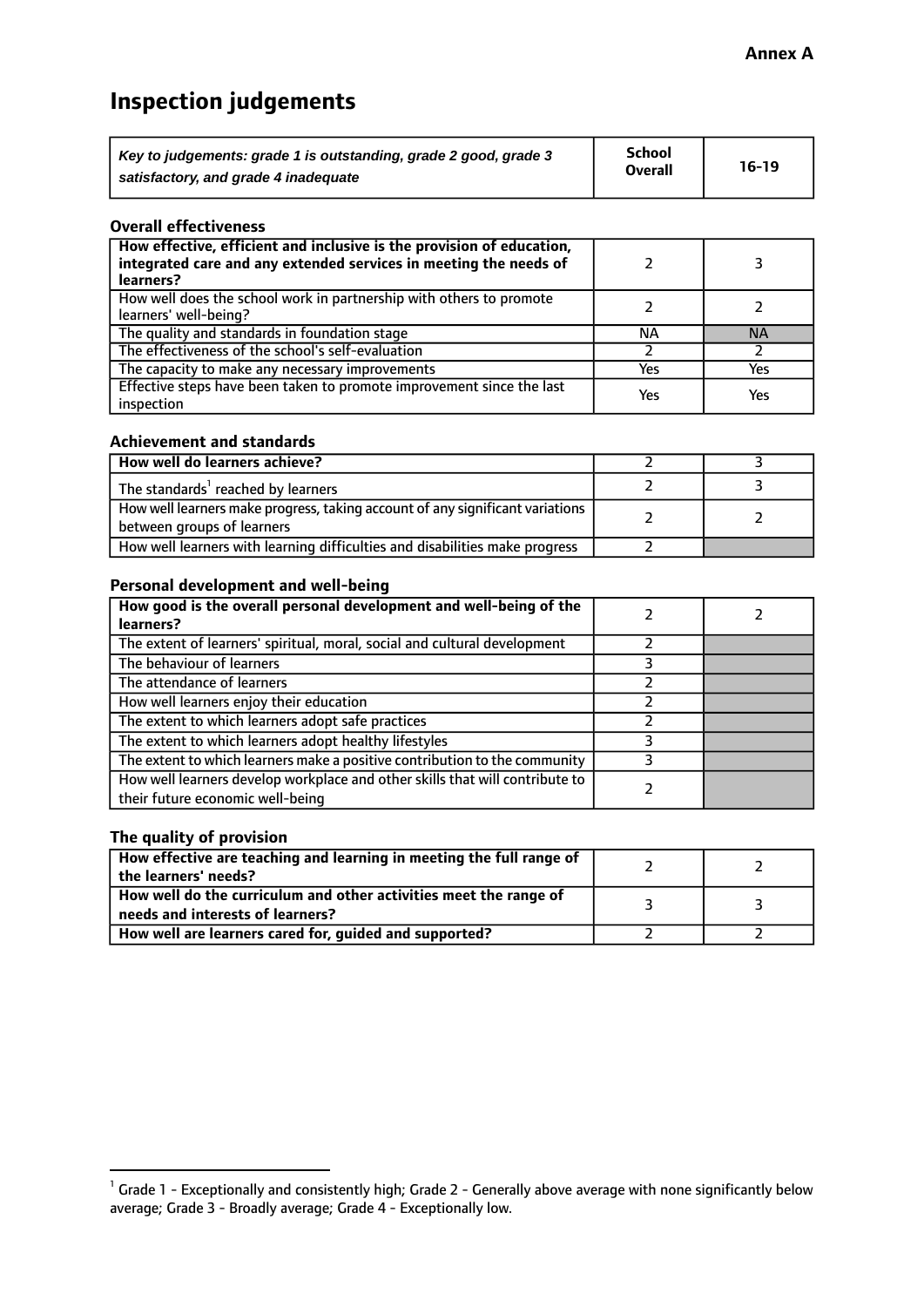**Annex A**

# Inspection judgements

| *Key to judgements: grade 1 is outstanding, grade 2 good, grade 3 satisfactory, and grade 4 inadequate* | School Overall | 16-19 |
|---|---|---|

### Overall effectiveness

| | | |
|---|---|---|
| **How effective, efficient and inclusive is the provision of education, integrated care and any extended services in meeting the needs of learners?** | 2 | 3 |
| How well does the school work in partnership with others to promote learners' well-being? | 2 | 2 |
| The quality and standards in foundation stage | NA | NA |
| The effectiveness of the school's self-evaluation | 2 | 2 |
| The capacity to make any necessary improvements | Yes | Yes |
| Effective steps have been taken to promote improvement since the last inspection | Yes | Yes |

### Achievement and standards

| | | |
|---|---|---|
| **How well do learners achieve?** | 2 | 3 |
| The standards[1] reached by learners | 2 | 3 |
| How well learners make progress, taking account of any significant variations between groups of learners | 2 | 2 |
| How well learners with learning difficulties and disabilities make progress | 2 | |

### Personal development and well-being

| | | |
|---|---|---|
| **How good is the overall personal development and well-being of the learners?** | 2 | 2 |
| The extent of learners' spiritual, moral, social and cultural development | 2 | |
| The behaviour of learners | 3 | |
| The attendance of learners | 2 | |
| How well learners enjoy their education | 2 | |
| The extent to which learners adopt safe practices | 2 | |
| The extent to which learners adopt healthy lifestyles | 3 | |
| The extent to which learners make a positive contribution to the community | 3 | |
| How well learners develop workplace and other skills that will contribute to their future economic well-being | 2 | |

### The quality of provision

| | | |
|---|---|---|
| **How effective are teaching and learning in meeting the full range of the learners' needs?** | 2 | 2 |
| **How well do the curriculum and other activities meet the range of needs and interests of learners?** | 3 | 3 |
| **How well are learners cared for, guided and supported?** | 2 | 2 |

[1] Grade 1 - Exceptionally and consistently high; Grade 2 - Generally above average with none significantly below average; Grade 3 - Broadly average; Grade 4 - Exceptionally low.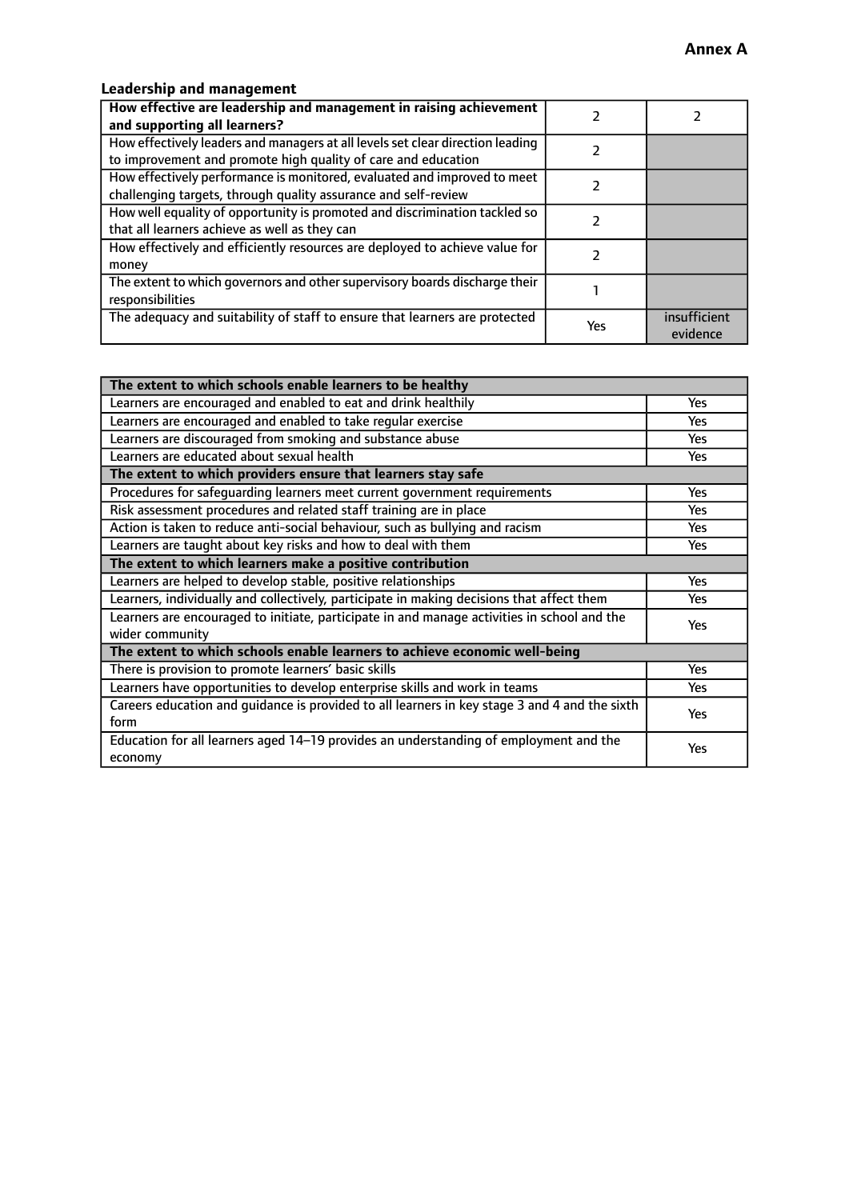**Annex A**

### Leadership and management

| How effective are leadership and management in raising achievement and supporting all learners? | 2 | 2 |
| --- | --- | --- |
| How effectively leaders and managers at all levels set clear direction leading to improvement and promote high quality of care and education | 2 | |
| How effectively performance is monitored, evaluated and improved to meet challenging targets, through quality assurance and self-review | 2 | |
| How well equality of opportunity is promoted and discrimination tackled so that all learners achieve as well as they can | 2 | |
| How effectively and efficiently resources are deployed to achieve value for money | 2 | |
| The extent to which governors and other supervisory boards discharge their responsibilities | 1 | |
| The adequacy and suitability of staff to ensure that learners are protected | Yes | insufficient evidence |

| **The extent to which schools enable learners to be healthy** | |
| --- | --- |
| Learners are encouraged and enabled to eat and drink healthily | Yes |
| Learners are encouraged and enabled to take regular exercise | Yes |
| Learners are discouraged from smoking and substance abuse | Yes |
| Learners are educated about sexual health | Yes |
| **The extent to which providers ensure that learners stay safe** | |
| Procedures for safeguarding learners meet current government requirements | Yes |
| Risk assessment procedures and related staff training are in place | Yes |
| Action is taken to reduce anti-social behaviour, such as bullying and racism | Yes |
| Learners are taught about key risks and how to deal with them | Yes |
| **The extent to which learners make a positive contribution** | |
| Learners are helped to develop stable, positive relationships | Yes |
| Learners, individually and collectively, participate in making decisions that affect them | Yes |
| Learners are encouraged to initiate, participate in and manage activities in school and the wider community | Yes |
| **The extent to which schools enable learners to achieve economic well-being** | |
| There is provision to promote learners' basic skills | Yes |
| Learners have opportunities to develop enterprise skills and work in teams | Yes |
| Careers education and guidance is provided to all learners in key stage 3 and 4 and the sixth form | Yes |
| Education for all learners aged 14–19 provides an understanding of employment and the economy | Yes |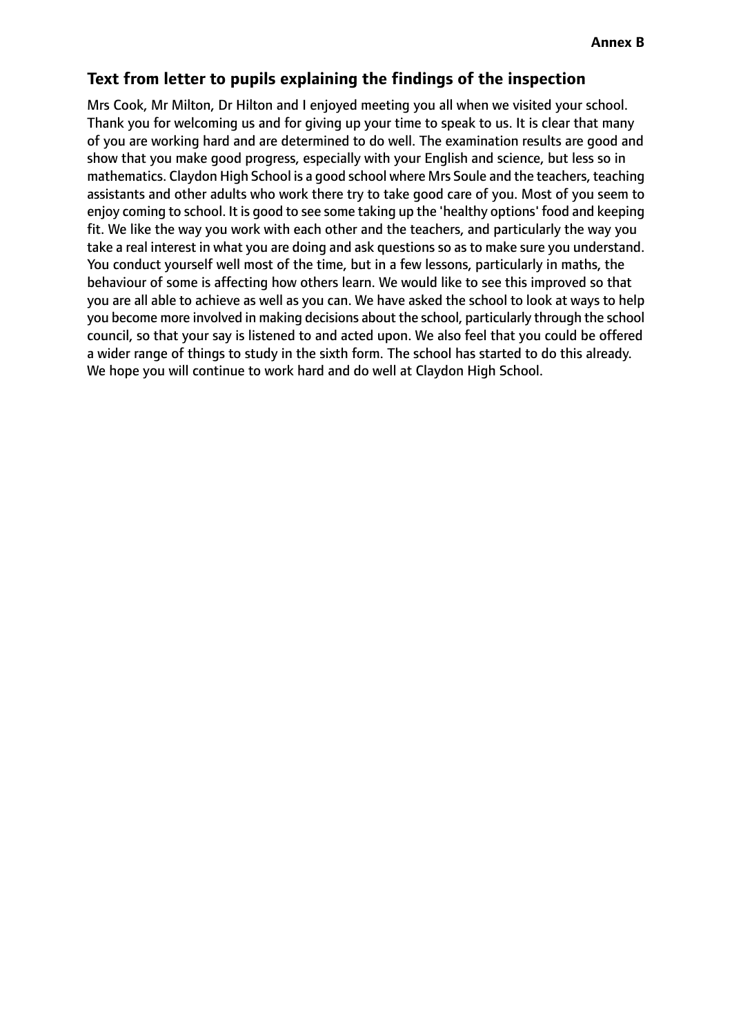**Annex B**

## Text from letter to pupils explaining the findings of the inspection

Mrs Cook, Mr Milton, Dr Hilton and I enjoyed meeting you all when we visited your school. Thank you for welcoming us and for giving up your time to speak to us. It is clear that many of you are working hard and are determined to do well. The examination results are good and show that you make good progress, especially with your English and science, but less so in mathematics. Claydon High School is a good school where Mrs Soule and the teachers, teaching assistants and other adults who work there try to take good care of you. Most of you seem to enjoy coming to school. It is good to see some taking up the 'healthy options' food and keeping fit. We like the way you work with each other and the teachers, and particularly the way you take a real interest in what you are doing and ask questions so as to make sure you understand. You conduct yourself well most of the time, but in a few lessons, particularly in maths, the behaviour of some is affecting how others learn. We would like to see this improved so that you are all able to achieve as well as you can. We have asked the school to look at ways to help you become more involved in making decisions about the school, particularly through the school council, so that your say is listened to and acted upon. We also feel that you could be offered a wider range of things to study in the sixth form. The school has started to do this already. We hope you will continue to work hard and do well at Claydon High School.